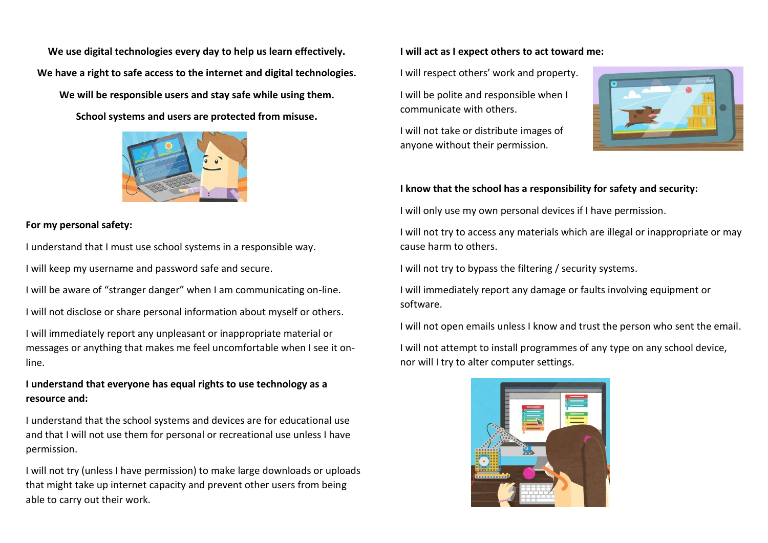**We use digital technologies every day to help us learn effectively.**

**We have a right to safe access to the internet and digital technologies.**

**We will be responsible users and stay safe while using them.**

**School systems and users are protected from misuse.**

**For my personal safety:**

I understand that I must use school systems in a responsible way.

I will keep my username and password safe and secure.

I will be aware of "stranger danger" when I am communicating on-line.

I will not disclose or share personal information about myself or others.

I will immediately report any unpleasant or inappropriate material or messages or anything that makes me feel uncomfortable when I see it on-line.

**I understand that everyone has equal rights to use technology as a resource and:**

I understand that the school systems and devices are for educational use and that I will not use them for personal or recreational use unless I have permission.

I will not try (unless I have permission) to make large downloads or uploads that might take up internet capacity and prevent other users from being able to carry out their work.

**I will act as I expect others to act toward me:**

I will respect others' work and property.

I will be polite and responsible when I communicate with others.

I will not take or distribute images of anyone without their permission.

**I know that the school has a responsibility for safety and security:**

I will only use my own personal devices if I have permission.

I will not try to access any materials which are illegal or inappropriate or may cause harm to others.

I will not try to bypass the filtering / security systems.

I will immediately report any damage or faults involving equipment or software.

I will not open emails unless I know and trust the person who sent the email.

I will not attempt to install programmes of any type on any school device, nor will I try to alter computer settings.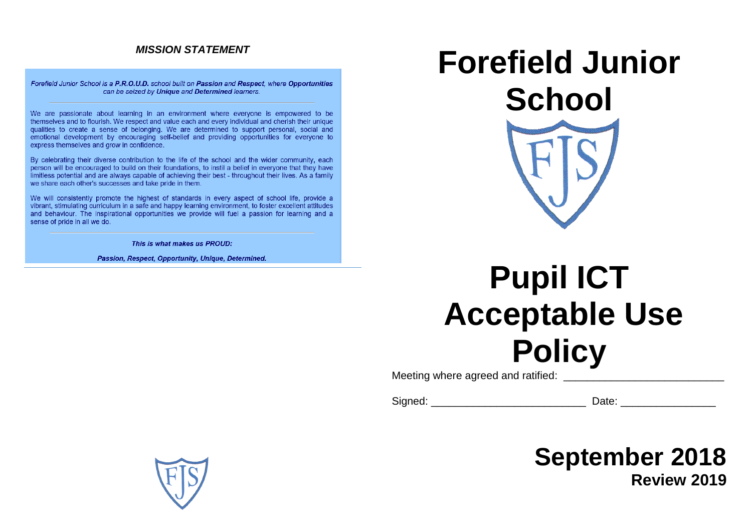*MISSION STATEMENT*

*Forefield Junior School is a **P.R.O.U.D.** school built on **Passion** and **Respect**, where **Opportunities** can be seized by **Unique** and **Determined** learners.*

We are passionate about learning in an environment where everyone is empowered to be themselves and to flourish. We respect and value each and every individual and cherish their unique qualities to create a sense of belonging. We are determined to support personal, social and emotional development by encouraging self-belief and providing opportunities for everyone to express themselves and grow in confidence.

By celebrating their diverse contribution to the life of the school and the wider community, each person will be encouraged to build on their foundations, to instil a belief in everyone that they have limitless potential and are always capable of achieving their best - throughout their lives. As a family we share each other's successes and take pride in them.

We will consistently promote the highest of standards in every aspect of school life, provide a vibrant, stimulating curriculum in a safe and happy learning environment, to foster excellent attitudes and behaviour. The inspirational opportunities we provide will fuel a passion for learning and a sense of pride in all we do.

***This is what makes us PROUD:***

***Passion, Respect, Opportunity, Unique, Determined.***

# Forefield Junior School

# Pupil ICT Acceptable Use Policy

Meeting where agreed and ratified: ________________________

Signed: ________________________ Date: _______________

## September 2018

### Review 2019